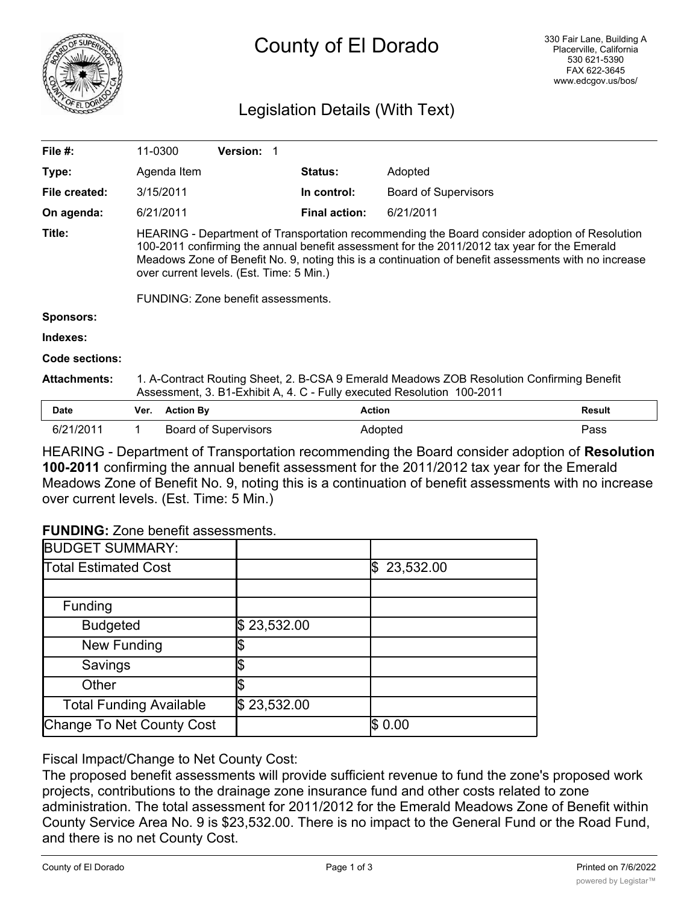# County of El Dorado

330 Fair Lane, Building A
Placerville, California
530 621-5390
FAX 622-3645
www.edcgov.us/bos/

## Legislation Details (With Text)

| | | | |
|---|---|---|---|
| **File #:** | 11-0300 **Version:** 1 | | |
| **Type:** | Agenda Item | **Status:** | Adopted |
| **File created:** | 3/15/2011 | **In control:** | Board of Supervisors |
| **On agenda:** | 6/21/2011 | **Final action:** | 6/21/2011 |

**Title:** HEARING - Department of Transportation recommending the Board consider adoption of Resolution 100-2011 confirming the annual benefit assessment for the 2011/2012 tax year for the Emerald Meadows Zone of Benefit No. 9, noting this is a continuation of benefit assessments with no increase over current levels. (Est. Time: 5 Min.)

FUNDING: Zone benefit assessments.

**Sponsors:**

**Indexes:**

**Code sections:**

**Attachments:** 1. A-Contract Routing Sheet, 2. B-CSA 9 Emerald Meadows ZOB Resolution Confirming Benefit Assessment, 3. B1-Exhibit A, 4. C - Fully executed Resolution 100-2011

| Date | Ver. | Action By | Action | Result |
|---|---|---|---|---|
| 6/21/2011 | 1 | Board of Supervisors | Adopted | Pass |

HEARING - Department of Transportation recommending the Board consider adoption of **Resolution 100-2011** confirming the annual benefit assessment for the 2011/2012 tax year for the Emerald Meadows Zone of Benefit No. 9, noting this is a continuation of benefit assessments with no increase over current levels. (Est. Time: 5 Min.)

**FUNDING:** Zone benefit assessments.

| BUDGET SUMMARY: | | |
|---|---|---|
| Total Estimated Cost | | $ 23,532.00 |
| | | |
| Funding | | |
| Budgeted | $ 23,532.00 | |
| New Funding | $ | |
| Savings | $ | |
| Other | $ | |
| Total Funding Available | $ 23,532.00 | |
| Change To Net County Cost | | $ 0.00 |

Fiscal Impact/Change to Net County Cost:
The proposed benefit assessments will provide sufficient revenue to fund the zone's proposed work projects, contributions to the drainage zone insurance fund and other costs related to zone administration. The total assessment for 2011/2012 for the Emerald Meadows Zone of Benefit within County Service Area No. 9 is $23,532.00. There is no impact to the General Fund or the Road Fund, and there is no net County Cost.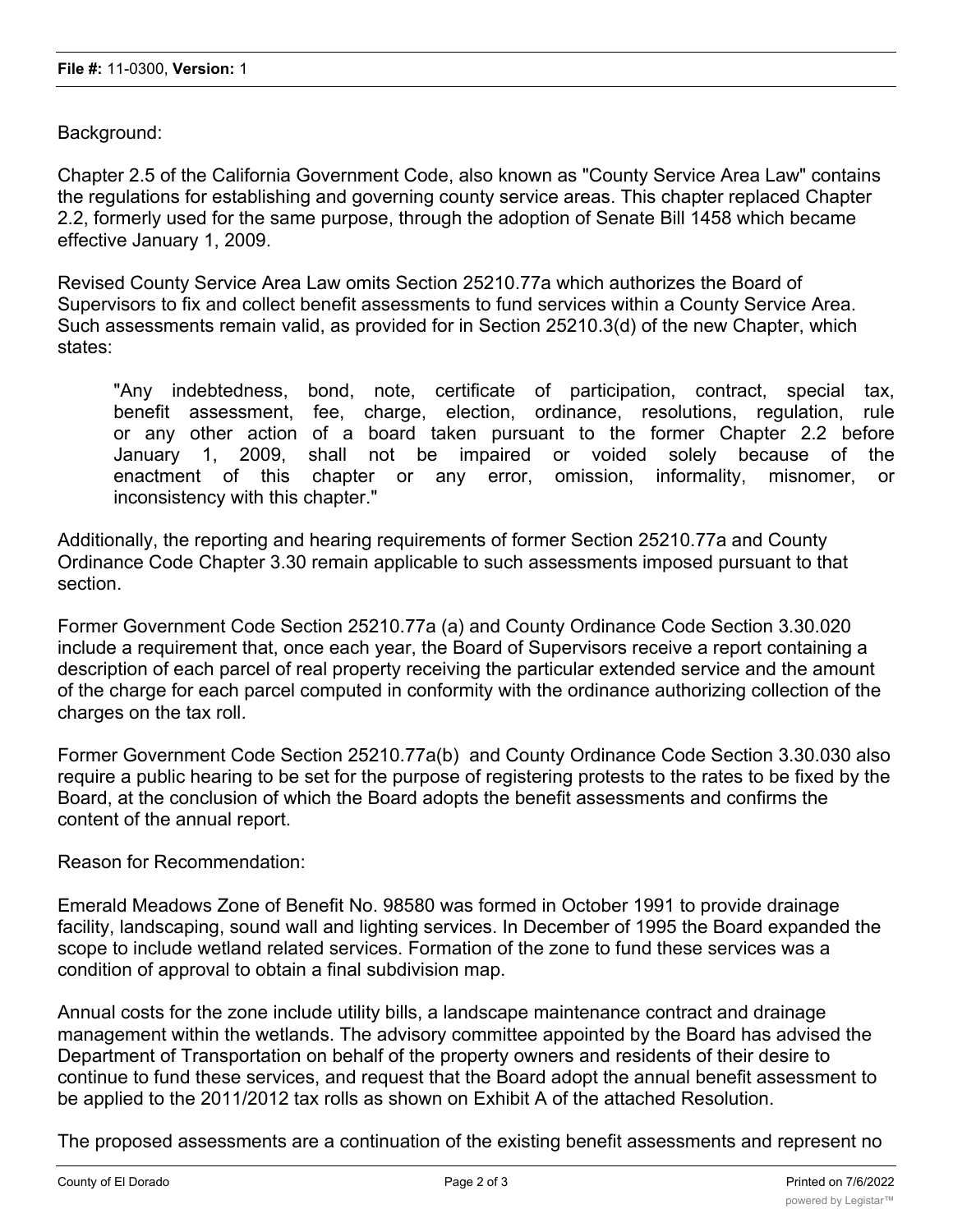Background:

Chapter 2.5 of the California Government Code, also known as "County Service Area Law" contains the regulations for establishing and governing county service areas. This chapter replaced Chapter 2.2, formerly used for the same purpose, through the adoption of Senate Bill 1458 which became effective January 1, 2009.

Revised County Service Area Law omits Section 25210.77a which authorizes the Board of Supervisors to fix and collect benefit assessments to fund services within a County Service Area. Such assessments remain valid, as provided for in Section 25210.3(d) of the new Chapter, which states:

> "Any indebtedness, bond, note, certificate of participation, contract, special tax, benefit assessment, fee, charge, election, ordinance, resolutions, regulation, rule or any other action of a board taken pursuant to the former Chapter 2.2 before January 1, 2009, shall not be impaired or voided solely because of the enactment of this chapter or any error, omission, informality, misnomer, or inconsistency with this chapter."

Additionally, the reporting and hearing requirements of former Section 25210.77a and County Ordinance Code Chapter 3.30 remain applicable to such assessments imposed pursuant to that section.

Former Government Code Section 25210.77a (a) and County Ordinance Code Section 3.30.020 include a requirement that, once each year, the Board of Supervisors receive a report containing a description of each parcel of real property receiving the particular extended service and the amount of the charge for each parcel computed in conformity with the ordinance authorizing collection of the charges on the tax roll.

Former Government Code Section 25210.77a(b) and County Ordinance Code Section 3.30.030 also require a public hearing to be set for the purpose of registering protests to the rates to be fixed by the Board, at the conclusion of which the Board adopts the benefit assessments and confirms the content of the annual report.

Reason for Recommendation:

Emerald Meadows Zone of Benefit No. 98580 was formed in October 1991 to provide drainage facility, landscaping, sound wall and lighting services. In December of 1995 the Board expanded the scope to include wetland related services. Formation of the zone to fund these services was a condition of approval to obtain a final subdivision map.

Annual costs for the zone include utility bills, a landscape maintenance contract and drainage management within the wetlands. The advisory committee appointed by the Board has advised the Department of Transportation on behalf of the property owners and residents of their desire to continue to fund these services, and request that the Board adopt the annual benefit assessment to be applied to the 2011/2012 tax rolls as shown on Exhibit A of the attached Resolution.

The proposed assessments are a continuation of the existing benefit assessments and represent no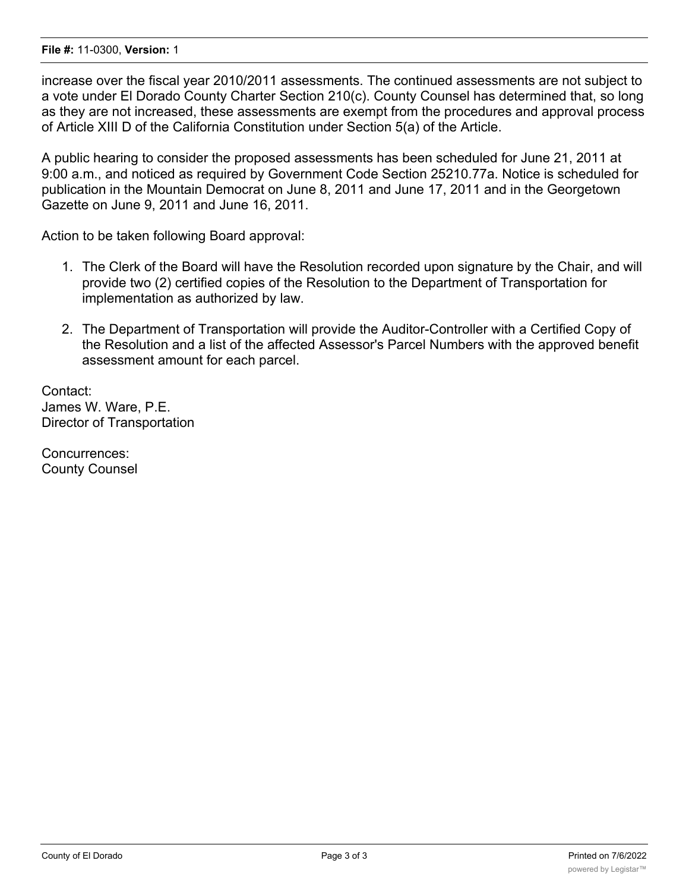increase over the fiscal year 2010/2011 assessments. The continued assessments are not subject to a vote under El Dorado County Charter Section 210(c). County Counsel has determined that, so long as they are not increased, these assessments are exempt from the procedures and approval process of Article XIII D of the California Constitution under Section 5(a) of the Article.

A public hearing to consider the proposed assessments has been scheduled for June 21, 2011 at 9:00 a.m., and noticed as required by Government Code Section 25210.77a. Notice is scheduled for publication in the Mountain Democrat on June 8, 2011 and June 17, 2011 and in the Georgetown Gazette on June 9, 2011 and June 16, 2011.

Action to be taken following Board approval:

1. The Clerk of the Board will have the Resolution recorded upon signature by the Chair, and will provide two (2) certified copies of the Resolution to the Department of Transportation for implementation as authorized by law.

2. The Department of Transportation will provide the Auditor-Controller with a Certified Copy of the Resolution and a list of the affected Assessor's Parcel Numbers with the approved benefit assessment amount for each parcel.

Contact:
James W. Ware, P.E.
Director of Transportation

Concurrences:
County Counsel